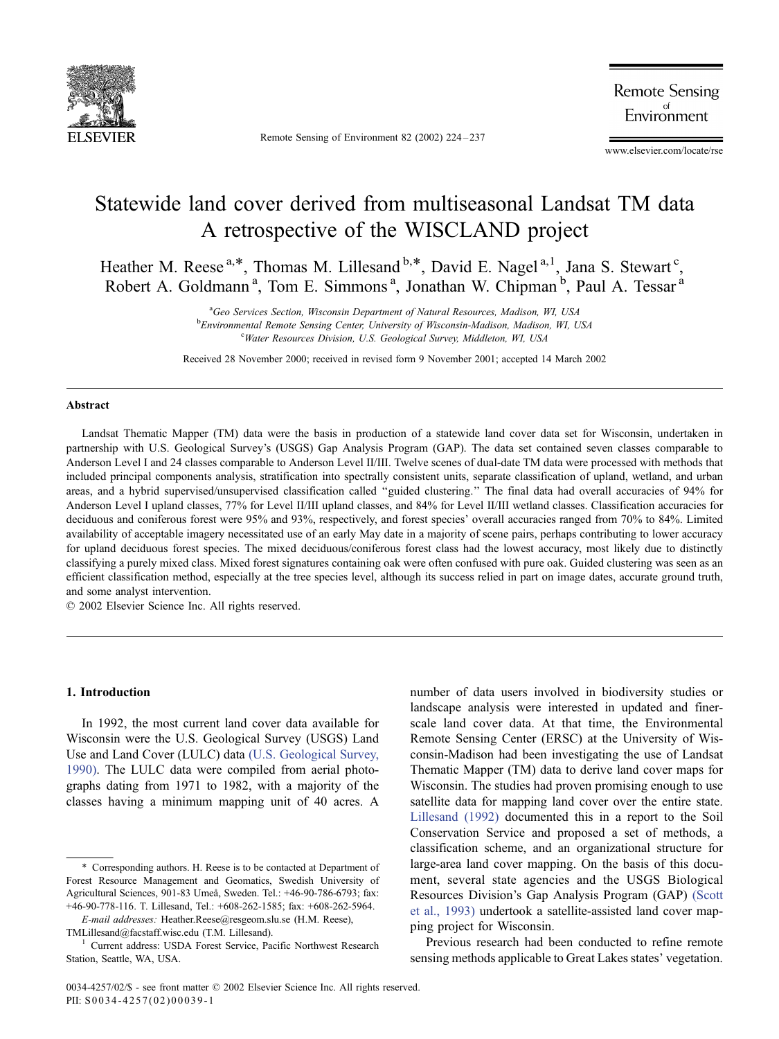# Statewide land cover derived from multiseasonal Landsat TM data A retrospective of the WISCLAND project

Heather M. Reese[a,*], Thomas M. Lillesand[b,*], David E. Nagel[a,1], Jana S. Stewart[c], Robert A. Goldmann[a], Tom E. Simmons[a], Jonathan W. Chipman[b], Paul A. Tessar[a]

[a]Geo Services Section, Wisconsin Department of Natural Resources, Madison, WI, USA

[b]Environmental Remote Sensing Center, University of Wisconsin-Madison, Madison, WI, USA

[c]Water Resources Division, U.S. Geological Survey, Middleton, WI, USA

Received 28 November 2000; received in revised form 9 November 2001; accepted 14 March 2002

## Abstract

Landsat Thematic Mapper (TM) data were the basis in production of a statewide land cover data set for Wisconsin, undertaken in partnership with U.S. Geological Survey's (USGS) Gap Analysis Program (GAP). The data set contained seven classes comparable to Anderson Level I and 24 classes comparable to Anderson Level II/III. Twelve scenes of dual-date TM data were processed with methods that included principal components analysis, stratification into spectrally consistent units, separate classification of upland, wetland, and urban areas, and a hybrid supervised/unsupervised classification called "guided clustering." The final data had overall accuracies of 94% for Anderson Level I upland classes, 77% for Level II/III upland classes, and 84% for Level II/III wetland classes. Classification accuracies for deciduous and coniferous forest were 95% and 93%, respectively, and forest species' overall accuracies ranged from 70% to 84%. Limited availability of acceptable imagery necessitated use of an early May date in a majority of scene pairs, perhaps contributing to lower accuracy for upland deciduous forest species. The mixed deciduous/coniferous forest class had the lowest accuracy, most likely due to distinctly classifying a purely mixed class. Mixed forest signatures containing oak were often confused with pure oak. Guided clustering was seen as an efficient classification method, especially at the tree species level, although its success relied in part on image dates, accurate ground truth, and some analyst intervention.

© 2002 Elsevier Science Inc. All rights reserved.

## 1. Introduction

In 1992, the most current land cover data available for Wisconsin were the U.S. Geological Survey (USGS) Land Use and Land Cover (LULC) data (U.S. Geological Survey, 1990). The LULC data were compiled from aerial photographs dating from 1971 to 1982, with a majority of the classes having a minimum mapping unit of 40 acres. A number of data users involved in biodiversity studies or landscape analysis were interested in updated and finer-scale land cover data. At that time, the Environmental Remote Sensing Center (ERSC) at the University of Wisconsin-Madison had been investigating the use of Landsat Thematic Mapper (TM) data to derive land cover maps for Wisconsin. The studies had proven promising enough to use satellite data for mapping land cover over the entire state. Lillesand (1992) documented this in a report to the Soil Conservation Service and proposed a set of methods, a classification scheme, and an organizational structure for large-area land cover mapping. On the basis of this document, several state agencies and the USGS Biological Resources Division's Gap Analysis Program (GAP) (Scott et al., 1993) undertook a satellite-assisted land cover mapping project for Wisconsin.

Previous research had been conducted to refine remote sensing methods applicable to Great Lakes states' vegetation.

---

\* Corresponding authors. H. Reese is to be contacted at Department of Forest Resource Management and Geomatics, Swedish University of Agricultural Sciences, 901-83 Umeå, Sweden. Tel.: +46-90-786-6793; fax: +46-90-778-116. T. Lillesand, Tel.: +608-262-1585; fax: +608-262-5964.

*E-mail addresses:* Heather.Reese@resgeom.slu.se (H.M. Reese), TMLillesand@facstaff.wisc.edu (T.M. Lillesand).

[1] Current address: USDA Forest Service, Pacific Northwest Research Station, Seattle, WA, USA.

0034-4257/02/$ - see front matter © 2002 Elsevier Science Inc. All rights reserved.
PII: S0034-4257(02)00039-1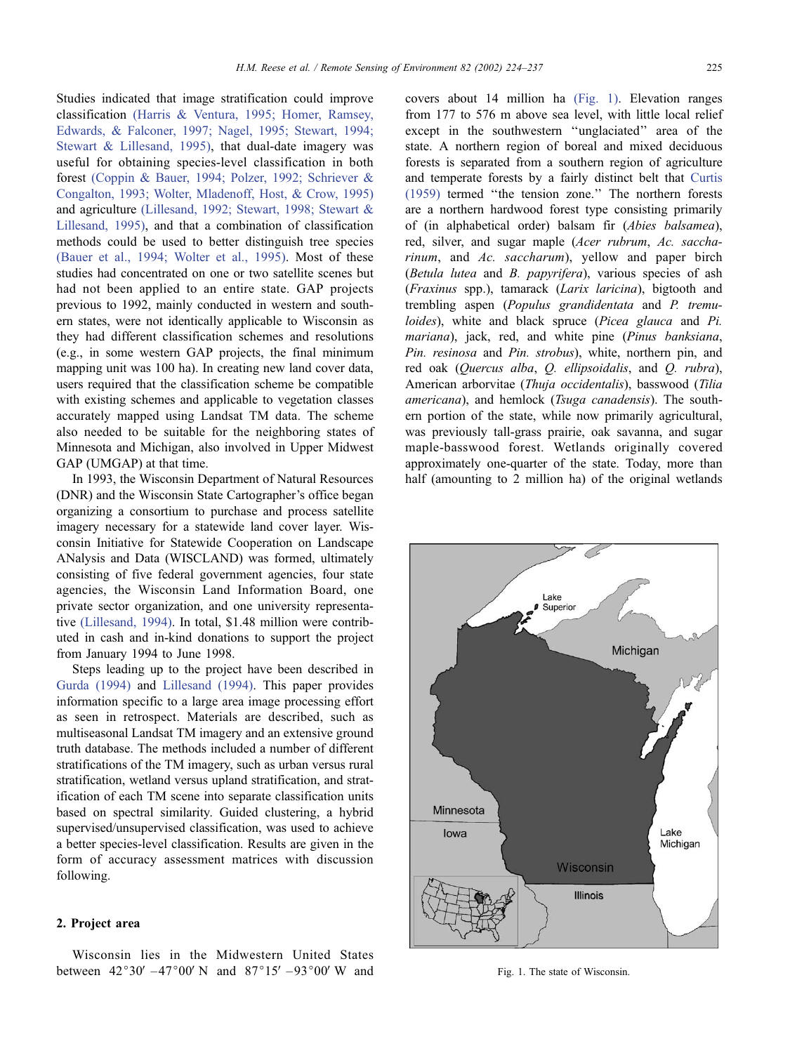Studies indicated that image stratification could improve classification (Harris & Ventura, 1995; Homer, Ramsey, Edwards, & Falconer, 1997; Nagel, 1995; Stewart, 1994; Stewart & Lillesand, 1995), that dual-date imagery was useful for obtaining species-level classification in both forest (Coppin & Bauer, 1994; Polzer, 1992; Schriever & Congalton, 1993; Wolter, Mladenoff, Host, & Crow, 1995) and agriculture (Lillesand, 1992; Stewart, 1998; Stewart & Lillesand, 1995), and that a combination of classification methods could be used to better distinguish tree species (Bauer et al., 1994; Wolter et al., 1995). Most of these studies had concentrated on one or two satellite scenes but had not been applied to an entire state. GAP projects previous to 1992, mainly conducted in western and southern states, were not identically applicable to Wisconsin as they had different classification schemes and resolutions (e.g., in some western GAP projects, the final minimum mapping unit was 100 ha). In creating new land cover data, users required that the classification scheme be compatible with existing schemes and applicable to vegetation classes accurately mapped using Landsat TM data. The scheme also needed to be suitable for the neighboring states of Minnesota and Michigan, also involved in Upper Midwest GAP (UMGAP) at that time.

In 1993, the Wisconsin Department of Natural Resources (DNR) and the Wisconsin State Cartographer's office began organizing a consortium to purchase and process satellite imagery necessary for a statewide land cover layer. Wisconsin Initiative for Statewide Cooperation on Landscape ANalysis and Data (WISCLAND) was formed, ultimately consisting of five federal government agencies, four state agencies, the Wisconsin Land Information Board, one private sector organization, and one university representative (Lillesand, 1994). In total, $1.48 million were contributed in cash and in-kind donations to support the project from January 1994 to June 1998.

Steps leading up to the project have been described in Gurda (1994) and Lillesand (1994). This paper provides information specific to a large area image processing effort as seen in retrospect. Materials are described, such as multiseasonal Landsat TM imagery and an extensive ground truth database. The methods included a number of different stratifications of the TM imagery, such as urban versus rural stratification, wetland versus upland stratification, and stratification of each TM scene into separate classification units based on spectral similarity. Guided clustering, a hybrid supervised/unsupervised classification, was used to achieve a better species-level classification. Results are given in the form of accuracy assessment matrices with discussion following.

## 2. Project area

Wisconsin lies in the Midwestern United States between 42°30′–47°00′ N and 87°15′–93°00′ W and covers about 14 million ha (Fig. 1). Elevation ranges from 177 to 576 m above sea level, with little local relief except in the southwestern "unglaciated" area of the state. A northern region of boreal and mixed deciduous forests is separated from a southern region of agriculture and temperate forests by a fairly distinct belt that Curtis (1959) termed "the tension zone." The northern forests are a northern hardwood forest type consisting primarily of (in alphabetical order) balsam fir (*Abies balsamea*), red, silver, and sugar maple (*Acer rubrum*, *Ac. saccharinum*, and *Ac. saccharum*), yellow and paper birch (*Betula lutea* and *B. papyrifera*), various species of ash (*Fraxinus* spp.), tamarack (*Larix laricina*), bigtooth and trembling aspen (*Populus grandidentata* and *P. tremuloides*), white and black spruce (*Picea glauca* and *Pi. mariana*), jack, red, and white pine (*Pinus banksiana*, *Pin. resinosa* and *Pin. strobus*), white, northern pin, and red oak (*Quercus alba*, *Q. ellipsoidalis*, and *Q. rubra*), American arborvitae (*Thuja occidentalis*), basswood (*Tilia americana*), and hemlock (*Tsuga canadensis*). The southern portion of the state, while now primarily agricultural, was previously tall-grass prairie, oak savanna, and sugar maple-basswood forest. Wetlands originally covered approximately one-quarter of the state. Today, more than half (amounting to 2 million ha) of the original wetlands

Fig. 1. The state of Wisconsin.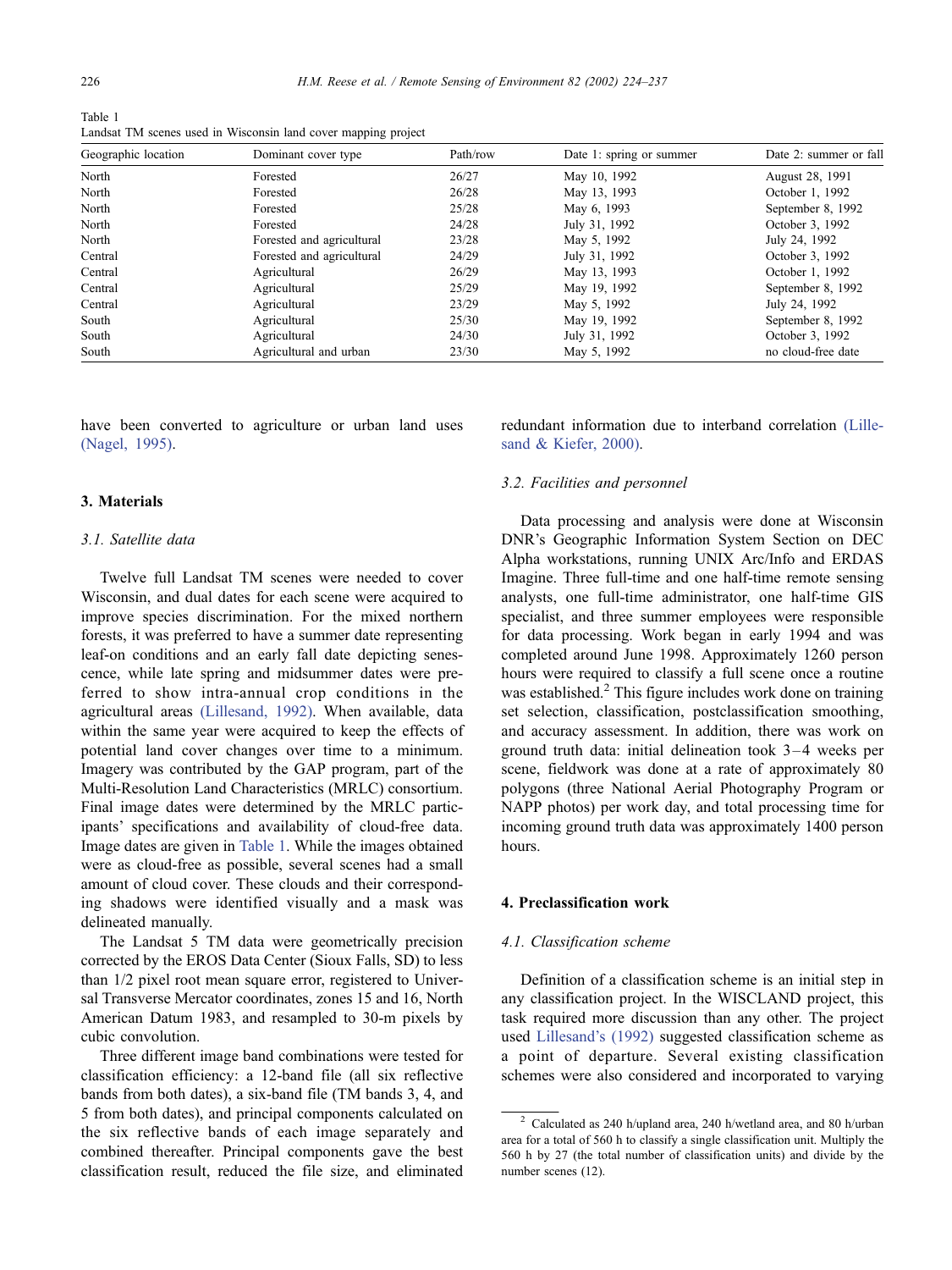Table 1
Landsat TM scenes used in Wisconsin land cover mapping project

| Geographic location | Dominant cover type | Path/row | Date 1: spring or summer | Date 2: summer or fall |
|---|---|---|---|---|
| North | Forested | 26/27 | May 10, 1992 | August 28, 1991 |
| North | Forested | 26/28 | May 13, 1993 | October 1, 1992 |
| North | Forested | 25/28 | May 6, 1993 | September 8, 1992 |
| North | Forested | 24/28 | July 31, 1992 | October 3, 1992 |
| North | Forested and agricultural | 23/28 | May 5, 1992 | July 24, 1992 |
| Central | Forested and agricultural | 24/29 | July 31, 1992 | October 3, 1992 |
| Central | Agricultural | 26/29 | May 13, 1993 | October 1, 1992 |
| Central | Agricultural | 25/29 | May 19, 1992 | September 8, 1992 |
| Central | Agricultural | 23/29 | May 5, 1992 | July 24, 1992 |
| South | Agricultural | 25/30 | May 19, 1992 | September 8, 1992 |
| South | Agricultural | 24/30 | July 31, 1992 | October 3, 1992 |
| South | Agricultural and urban | 23/30 | May 5, 1992 | no cloud-free date |

have been converted to agriculture or urban land uses (Nagel, 1995).

## 3. Materials

### 3.1. Satellite data

Twelve full Landsat TM scenes were needed to cover Wisconsin, and dual dates for each scene were acquired to improve species discrimination. For the mixed northern forests, it was preferred to have a summer date representing leaf-on conditions and an early fall date depicting senescence, while late spring and midsummer dates were preferred to show intra-annual crop conditions in the agricultural areas (Lillesand, 1992). When available, data within the same year were acquired to keep the effects of potential land cover changes over time to a minimum. Imagery was contributed by the GAP program, part of the Multi-Resolution Land Characteristics (MRLC) consortium. Final image dates were determined by the MRLC participants' specifications and availability of cloud-free data. Image dates are given in Table 1. While the images obtained were as cloud-free as possible, several scenes had a small amount of cloud cover. These clouds and their corresponding shadows were identified visually and a mask was delineated manually.

The Landsat 5 TM data were geometrically precision corrected by the EROS Data Center (Sioux Falls, SD) to less than 1/2 pixel root mean square error, registered to Universal Transverse Mercator coordinates, zones 15 and 16, North American Datum 1983, and resampled to 30-m pixels by cubic convolution.

Three different image band combinations were tested for classification efficiency: a 12-band file (all six reflective bands from both dates), a six-band file (TM bands 3, 4, and 5 from both dates), and principal components calculated on the six reflective bands of each image separately and combined thereafter. Principal components gave the best classification result, reduced the file size, and eliminated redundant information due to interband correlation (Lillesand & Kiefer, 2000).

### 3.2. Facilities and personnel

Data processing and analysis were done at Wisconsin DNR's Geographic Information System Section on DEC Alpha workstations, running UNIX Arc/Info and ERDAS Imagine. Three full-time and one half-time remote sensing analysts, one full-time administrator, one half-time GIS specialist, and three summer employees were responsible for data processing. Work began in early 1994 and was completed around June 1998. Approximately 1260 person hours were required to classify a full scene once a routine was established.[2] This figure includes work done on training set selection, classification, postclassification smoothing, and accuracy assessment. In addition, there was work on ground truth data: initial delineation took 3–4 weeks per scene, fieldwork was done at a rate of approximately 80 polygons (three National Aerial Photography Program or NAPP photos) per work day, and total processing time for incoming ground truth data was approximately 1400 person hours.

## 4. Preclassification work

### 4.1. Classification scheme

Definition of a classification scheme is an initial step in any classification project. In the WISCLAND project, this task required more discussion than any other. The project used Lillesand's (1992) suggested classification scheme as a point of departure. Several existing classification schemes were also considered and incorporated to varying

[2] Calculated as 240 h/upland area, 240 h/wetland area, and 80 h/urban area for a total of 560 h to classify a single classification unit. Multiply the 560 h by 27 (the total number of classification units) and divide by the number scenes (12).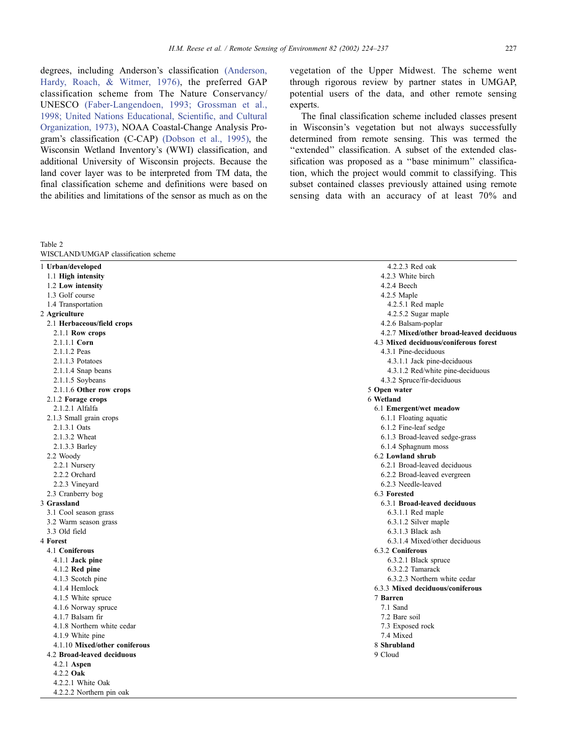degrees, including Anderson's classification (Anderson, Hardy, Roach, & Witmer, 1976), the preferred GAP classification scheme from The Nature Conservancy/UNESCO (Faber-Langendoen, 1993; Grossman et al., 1998; United Nations Educational, Scientific, and Cultural Organization, 1973), NOAA Coastal-Change Analysis Program's classification (C-CAP) (Dobson et al., 1995), the Wisconsin Wetland Inventory's (WWI) classification, and additional University of Wisconsin projects. Because the land cover layer was to be interpreted from TM data, the final classification scheme and definitions were based on the abilities and limitations of the sensor as much as on the vegetation of the Upper Midwest. The scheme went through rigorous review by partner states in UMGAP, potential users of the data, and other remote sensing experts.

The final classification scheme included classes present in Wisconsin's vegetation but not always successfully determined from remote sensing. This was termed the "extended" classification. A subset of the extended classification was proposed as a "base minimum" classification, which the project would commit to classifying. This subset contained classes previously attained using remote sensing data with an accuracy of at least 70% and

Table 2
WISCLAND/UMGAP classification scheme

- 1 **Urban/developed**
  - 1.1 **High intensity**
  - 1.2 **Low intensity**
  - 1.3 Golf course
  - 1.4 Transportation
- 2 **Agriculture**
  - 2.1 **Herbaceous/field crops**
    - 2.1.1 **Row crops**
      - 2.1.1.1 **Corn**
      - 2.1.1.2 Peas
      - 2.1.1.3 Potatoes
      - 2.1.1.4 Snap beans
      - 2.1.1.5 Soybeans
      - 2.1.1.6 **Other row crops**
    - 2.1.2 **Forage crops**
      - 2.1.2.1 Alfalfa
    - 2.1.3 Small grain crops
      - 2.1.3.1 Oats
      - 2.1.3.2 Wheat
      - 2.1.3.3 Barley
  - 2.2 Woody
    - 2.2.1 Nursery
    - 2.2.2 Orchard
    - 2.2.3 Vineyard
  - 2.3 Cranberry bog
- 3 **Grassland**
  - 3.1 Cool season grass
  - 3.2 Warm season grass
  - 3.3 Old field
- 4 **Forest**
  - 4.1 **Coniferous**
    - 4.1.1 **Jack pine**
    - 4.1.2 **Red pine**
    - 4.1.3 Scotch pine
    - 4.1.4 Hemlock
    - 4.1.5 White spruce
    - 4.1.6 Norway spruce
    - 4.1.7 Balsam fir
    - 4.1.8 Northern white cedar
    - 4.1.9 White pine
    - 4.1.10 **Mixed/other coniferous**
  - 4.2 **Broad-leaved deciduous**
    - 4.2.1 **Aspen**
    - 4.2.2 **Oak**
      - 4.2.2.1 White Oak
      - 4.2.2.2 Northern pin oak
      - 4.2.2.3 Red oak
    - 4.2.3 White birch
    - 4.2.4 Beech
    - 4.2.5 Maple
      - 4.2.5.1 Red maple
      - 4.2.5.2 Sugar maple
    - 4.2.6 Balsam-poplar
    - 4.2.7 **Mixed/other broad-leaved deciduous**
  - 4.3 **Mixed deciduous/coniferous forest**
    - 4.3.1 Pine-deciduous
      - 4.3.1.1 Jack pine-deciduous
      - 4.3.1.2 Red/white pine-deciduous
    - 4.3.2 Spruce/fir-deciduous
- 5 **Open water**
- 6 **Wetland**
  - 6.1 **Emergent/wet meadow**
    - 6.1.1 Floating aquatic
    - 6.1.2 Fine-leaf sedge
    - 6.1.3 Broad-leaved sedge-grass
    - 6.1.4 Sphagnum moss
  - 6.2 **Lowland shrub**
    - 6.2.1 Broad-leaved deciduous
    - 6.2.2 Broad-leaved evergreen
    - 6.2.3 Needle-leaved
  - 6.3 **Forested**
    - 6.3.1 **Broad-leaved deciduous**
      - 6.3.1.1 Red maple
      - 6.3.1.2 Silver maple
      - 6.3.1.3 Black ash
      - 6.3.1.4 Mixed/other deciduous
    - 6.3.2 **Coniferous**
      - 6.3.2.1 Black spruce
      - 6.3.2.2 Tamarack
      - 6.3.2.3 Northern white cedar
    - 6.3.3 **Mixed deciduous/coniferous**
- 7 **Barren**
  - 7.1 Sand
  - 7.2 Bare soil
  - 7.3 Exposed rock
  - 7.4 Mixed
- 8 **Shrubland**
- 9 Cloud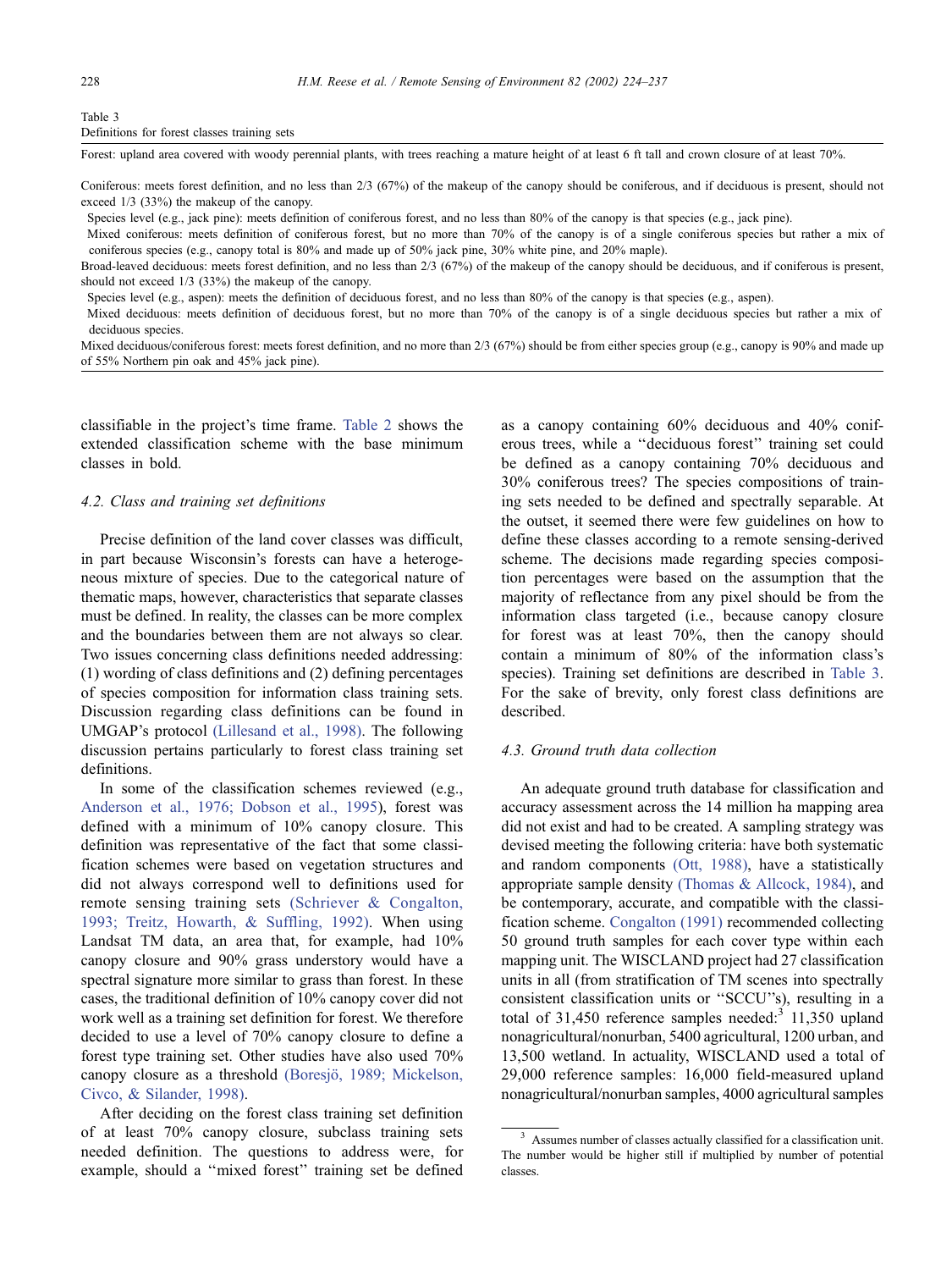Table 3
Definitions for forest classes training sets

Forest: upland area covered with woody perennial plants, with trees reaching a mature height of at least 6 ft tall and crown closure of at least 70%.

Coniferous: meets forest definition, and no less than 2/3 (67%) of the makeup of the canopy should be coniferous, and if deciduous is present, should not exceed 1/3 (33%) the makeup of the canopy.

- Species level (e.g., jack pine): meets definition of coniferous forest, and no less than 80% of the canopy is that species (e.g., jack pine).
- Mixed coniferous: meets definition of coniferous forest, but no more than 70% of the canopy is of a single coniferous species but rather a mix of coniferous species (e.g., canopy total is 80% and made up of 50% jack pine, 30% white pine, and 20% maple).

Broad-leaved deciduous: meets forest definition, and no less than 2/3 (67%) of the makeup of the canopy should be deciduous, and if coniferous is present, should not exceed 1/3 (33%) the makeup of the canopy.

- Species level (e.g., aspen): meets the definition of deciduous forest, and no less than 80% of the canopy is that species (e.g., aspen).
- Mixed deciduous: meets definition of deciduous forest, but no more than 70% of the canopy is of a single deciduous species but rather a mix of deciduous species.

Mixed deciduous/coniferous forest: meets forest definition, and no more than 2/3 (67%) should be from either species group (e.g., canopy is 90% and made up of 55% Northern pin oak and 45% jack pine).

classifiable in the project's time frame. Table 2 shows the extended classification scheme with the base minimum classes in bold.

### 4.2. Class and training set definitions

Precise definition of the land cover classes was difficult, in part because Wisconsin's forests can have a heterogeneous mixture of species. Due to the categorical nature of thematic maps, however, characteristics that separate classes must be defined. In reality, the classes can be more complex and the boundaries between them are not always so clear. Two issues concerning class definitions needed addressing: (1) wording of class definitions and (2) defining percentages of species composition for information class training sets. Discussion regarding class definitions can be found in UMGAP's protocol (Lillesand et al., 1998). The following discussion pertains particularly to forest class training set definitions.

In some of the classification schemes reviewed (e.g., Anderson et al., 1976; Dobson et al., 1995), forest was defined with a minimum of 10% canopy closure. This definition was representative of the fact that some classification schemes were based on vegetation structures and did not always correspond well to definitions used for remote sensing training sets (Schriever & Congalton, 1993; Treitz, Howarth, & Suffling, 1992). When using Landsat TM data, an area that, for example, had 10% canopy closure and 90% grass understory would have a spectral signature more similar to grass than forest. In these cases, the traditional definition of 10% canopy cover did not work well as a training set definition for forest. We therefore decided to use a level of 70% canopy closure to define a forest type training set. Other studies have also used 70% canopy closure as a threshold (Boresjö, 1989; Mickelson, Civco, & Silander, 1998).

After deciding on the forest class training set definition of at least 70% canopy closure, subclass training sets needed definition. The questions to address were, for example, should a ''mixed forest'' training set be defined as a canopy containing 60% deciduous and 40% coniferous trees, while a ''deciduous forest'' training set could be defined as a canopy containing 70% deciduous and 30% coniferous trees? The species compositions of training sets needed to be defined and spectrally separable. At the outset, it seemed there were few guidelines on how to define these classes according to a remote sensing-derived scheme. The decisions made regarding species composition percentages were based on the assumption that the majority of reflectance from any pixel should be from the information class targeted (i.e., because canopy closure for forest was at least 70%, then the canopy should contain a minimum of 80% of the information class's species). Training set definitions are described in Table 3. For the sake of brevity, only forest class definitions are described.

### 4.3. Ground truth data collection

An adequate ground truth database for classification and accuracy assessment across the 14 million ha mapping area did not exist and had to be created. A sampling strategy was devised meeting the following criteria: have both systematic and random components (Ott, 1988), have a statistically appropriate sample density (Thomas & Allcock, 1984), and be contemporary, accurate, and compatible with the classification scheme. Congalton (1991) recommended collecting 50 ground truth samples for each cover type within each mapping unit. The WISCLAND project had 27 classification units in all (from stratification of TM scenes into spectrally consistent classification units or ''SCCU''s), resulting in a total of 31,450 reference samples needed:[3] 11,350 upland nonagricultural/nonurban, 5400 agricultural, 1200 urban, and 13,500 wetland. In actuality, WISCLAND used a total of 29,000 reference samples: 16,000 field-measured upland nonagricultural/nonurban samples, 4000 agricultural samples

[3] Assumes number of classes actually classified for a classification unit. The number would be higher still if multiplied by number of potential classes.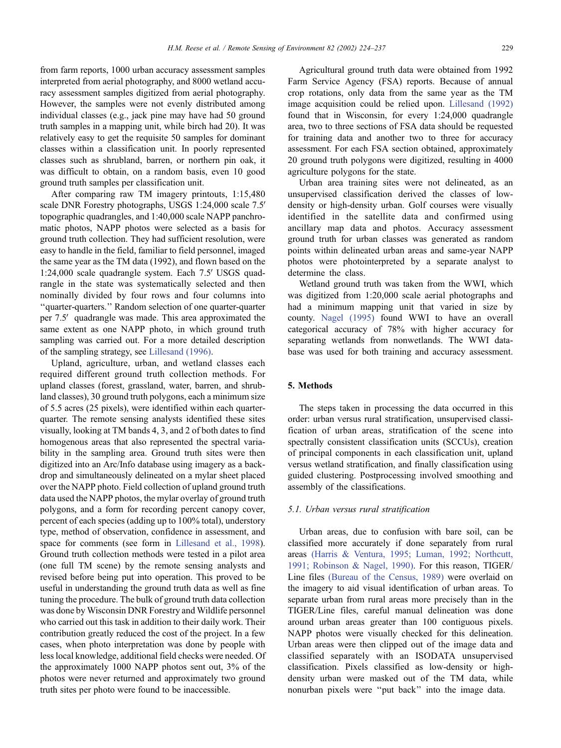from farm reports, 1000 urban accuracy assessment samples interpreted from aerial photography, and 8000 wetland accuracy assessment samples digitized from aerial photography. However, the samples were not evenly distributed among individual classes (e.g., jack pine may have had 50 ground truth samples in a mapping unit, while birch had 20). It was relatively easy to get the requisite 50 samples for dominant classes within a classification unit. In poorly represented classes such as shrubland, barren, or northern pin oak, it was difficult to obtain, on a random basis, even 10 good ground truth samples per classification unit.

After comparing raw TM imagery printouts, 1:15,480 scale DNR Forestry photographs, USGS 1:24,000 scale 7.5′ topographic quadrangles, and 1:40,000 scale NAPP panchromatic photos, NAPP photos were selected as a basis for ground truth collection. They had sufficient resolution, were easy to handle in the field, familiar to field personnel, imaged the same year as the TM data (1992), and flown based on the 1:24,000 scale quadrangle system. Each 7.5′ USGS quadrangle in the state was systematically selected and then nominally divided by four rows and four columns into ''quarter-quarters.'' Random selection of one quarter-quarter per 7.5′ quadrangle was made. This area approximated the same extent as one NAPP photo, in which ground truth sampling was carried out. For a more detailed description of the sampling strategy, see Lillesand (1996).

Upland, agriculture, urban, and wetland classes each required different ground truth collection methods. For upland classes (forest, grassland, water, barren, and shrubland classes), 30 ground truth polygons, each a minimum size of 5.5 acres (25 pixels), were identified within each quarter-quarter. The remote sensing analysts identified these sites visually, looking at TM bands 4, 3, and 2 of both dates to find homogenous areas that also represented the spectral variability in the sampling area. Ground truth sites were then digitized into an Arc/Info database using imagery as a backdrop and simultaneously delineated on a mylar sheet placed over the NAPP photo. Field collection of upland ground truth data used the NAPP photos, the mylar overlay of ground truth polygons, and a form for recording percent canopy cover, percent of each species (adding up to 100% total), understory type, method of observation, confidence in assessment, and space for comments (see form in Lillesand et al., 1998). Ground truth collection methods were tested in a pilot area (one full TM scene) by the remote sensing analysts and revised before being put into operation. This proved to be useful in understanding the ground truth data as well as fine tuning the procedure. The bulk of ground truth data collection was done by Wisconsin DNR Forestry and Wildlife personnel who carried out this task in addition to their daily work. Their contribution greatly reduced the cost of the project. In a few cases, when photo interpretation was done by people with less local knowledge, additional field checks were needed. Of the approximately 1000 NAPP photos sent out, 3% of the photos were never returned and approximately two ground truth sites per photo were found to be inaccessible.

Agricultural ground truth data were obtained from 1992 Farm Service Agency (FSA) reports. Because of annual crop rotations, only data from the same year as the TM image acquisition could be relied upon. Lillesand (1992) found that in Wisconsin, for every 1:24,000 quadrangle area, two to three sections of FSA data should be requested for training data and another two to three for accuracy assessment. For each FSA section obtained, approximately 20 ground truth polygons were digitized, resulting in 4000 agriculture polygons for the state.

Urban area training sites were not delineated, as an unsupervised classification derived the classes of low-density or high-density urban. Golf courses were visually identified in the satellite data and confirmed using ancillary map data and photos. Accuracy assessment ground truth for urban classes was generated as random points within delineated urban areas and same-year NAPP photos were photointerpreted by a separate analyst to determine the class.

Wetland ground truth was taken from the WWI, which was digitized from 1:20,000 scale aerial photographs and had a minimum mapping unit that varied in size by county. Nagel (1995) found WWI to have an overall categorical accuracy of 78% with higher accuracy for separating wetlands from nonwetlands. The WWI database was used for both training and accuracy assessment.

## 5. Methods

The steps taken in processing the data occurred in this order: urban versus rural stratification, unsupervised classification of urban areas, stratification of the scene into spectrally consistent classification units (SCCUs), creation of principal components in each classification unit, upland versus wetland stratification, and finally classification using guided clustering. Postprocessing involved smoothing and assembly of the classifications.

### 5.1. Urban versus rural stratification

Urban areas, due to confusion with bare soil, can be classified more accurately if done separately from rural areas (Harris & Ventura, 1995; Luman, 1992; Northcutt, 1991; Robinson & Nagel, 1990). For this reason, TIGER/Line files (Bureau of the Census, 1989) were overlaid on the imagery to aid visual identification of urban areas. To separate urban from rural areas more precisely than in the TIGER/Line files, careful manual delineation was done around urban areas greater than 100 contiguous pixels. NAPP photos were visually checked for this delineation. Urban areas were then clipped out of the image data and classified separately with an ISODATA unsupervised classification. Pixels classified as low-density or high-density urban were masked out of the TM data, while nonurban pixels were ''put back'' into the image data.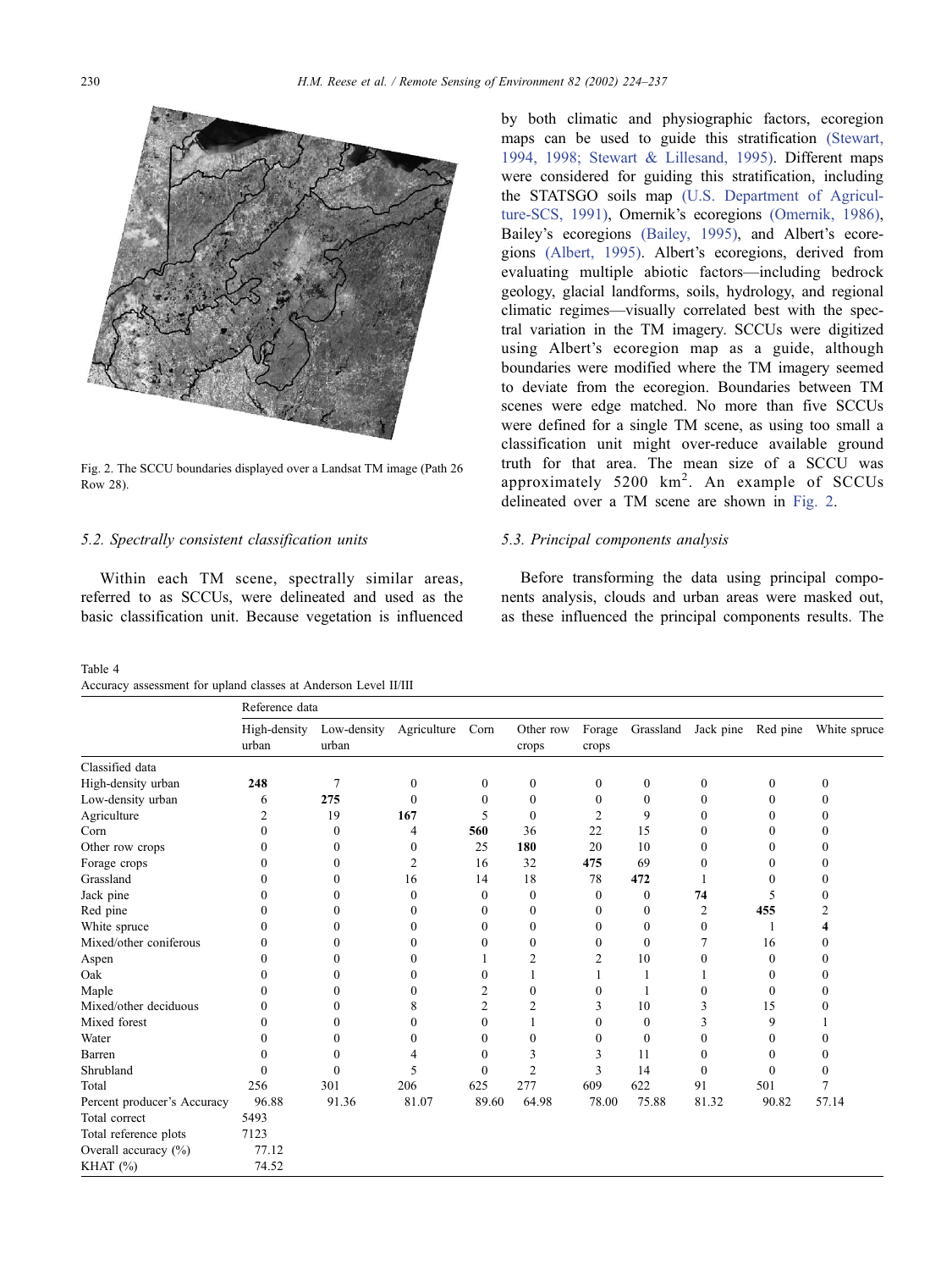Fig. 2. The SCCU boundaries displayed over a Landsat TM image (Path 26 Row 28).

### 5.2. Spectrally consistent classification units

Within each TM scene, spectrally similar areas, referred to as SCCUs, were delineated and used as the basic classification unit. Because vegetation is influenced by both climatic and physiographic factors, ecoregion maps can be used to guide this stratification (Stewart, 1994, 1998; Stewart & Lillesand, 1995). Different maps were considered for guiding this stratification, including the STATSGO soils map (U.S. Department of Agriculture-SCS, 1991), Omernik's ecoregions (Omernik, 1986), Bailey's ecoregions (Bailey, 1995), and Albert's ecoregions (Albert, 1995). Albert's ecoregions, derived from evaluating multiple abiotic factors—including bedrock geology, glacial landforms, soils, hydrology, and regional climatic regimes—visually correlated best with the spectral variation in the TM imagery. SCCUs were digitized using Albert's ecoregion map as a guide, although boundaries were modified where the TM imagery seemed to deviate from the ecoregion. Boundaries between TM scenes were edge matched. No more than five SCCUs were defined for a single TM scene, as using too small a classification unit might over-reduce available ground truth for that area. The mean size of a SCCU was approximately 5200 km$^2$. An example of SCCUs delineated over a TM scene are shown in Fig. 2.

### 5.3. Principal components analysis

Before transforming the data using principal components analysis, clouds and urban areas were masked out, as these influenced the principal components results. The

Table 4
Accuracy assessment for upland classes at Anderson Level II/III

| | Reference data | | | | | | | | | |
|---|---|---|---|---|---|---|---|---|---|---|
| | High-density urban | Low-density urban | Agriculture | Corn | Other row crops | Forage crops | Grassland | Jack pine | Red pine | White spruce |
| Classified data | | | | | | | | | | |
| High-density urban | **248** | 7 | 0 | 0 | 0 | 0 | 0 | 0 | 0 | 0 |
| Low-density urban | 6 | **275** | 0 | 0 | 0 | 0 | 0 | 0 | 0 | 0 |
| Agriculture | 2 | 19 | **167** | 5 | 0 | 2 | 9 | 0 | 0 | 0 |
| Corn | 0 | 0 | 4 | **560** | 36 | 22 | 15 | 0 | 0 | 0 |
| Other row crops | 0 | 0 | 0 | 25 | **180** | 20 | 10 | 0 | 0 | 0 |
| Forage crops | 0 | 0 | 2 | 16 | 32 | **475** | 69 | 0 | 0 | 0 |
| Grassland | 0 | 0 | 16 | 14 | 18 | 78 | **472** | 1 | 0 | 0 |
| Jack pine | 0 | 0 | 0 | 0 | 0 | 0 | 0 | **74** | 5 | 0 |
| Red pine | 0 | 0 | 0 | 0 | 0 | 0 | 0 | 2 | **455** | 2 |
| White spruce | 0 | 0 | 0 | 0 | 0 | 0 | 0 | 0 | 1 | **4** |
| Mixed/other coniferous | 0 | 0 | 0 | 0 | 0 | 0 | 0 | 7 | 16 | 0 |
| Aspen | 0 | 0 | 0 | 1 | 2 | 2 | 10 | 0 | 0 | 0 |
| Oak | 0 | 0 | 0 | 0 | 1 | 1 | 1 | 1 | 0 | 0 |
| Maple | 0 | 0 | 0 | 2 | 0 | 0 | 1 | 0 | 0 | 0 |
| Mixed/other deciduous | 0 | 0 | 8 | 2 | 2 | 3 | 10 | 3 | 15 | 0 |
| Mixed forest | 0 | 0 | 0 | 0 | 1 | 0 | 0 | 3 | 9 | 1 |
| Water | 0 | 0 | 0 | 0 | 0 | 0 | 0 | 0 | 0 | 0 |
| Barren | 0 | 0 | 4 | 0 | 3 | 3 | 11 | 0 | 0 | 0 |
| Shrubland | 0 | 0 | 5 | 0 | 2 | 3 | 14 | 0 | 0 | 0 |
| Total | 256 | 301 | 206 | 625 | 277 | 609 | 622 | 91 | 501 | 7 |
| Percent producer's Accuracy | 96.88 | 91.36 | 81.07 | 89.60 | 64.98 | 78.00 | 75.88 | 81.32 | 90.82 | 57.14 |
| Total correct | 5493 | | | | | | | | | |
| Total reference plots | 7123 | | | | | | | | | |
| Overall accuracy (%) | 77.12 | | | | | | | | | |
| KHAT (%) | 74.52 | | | | | | | | | |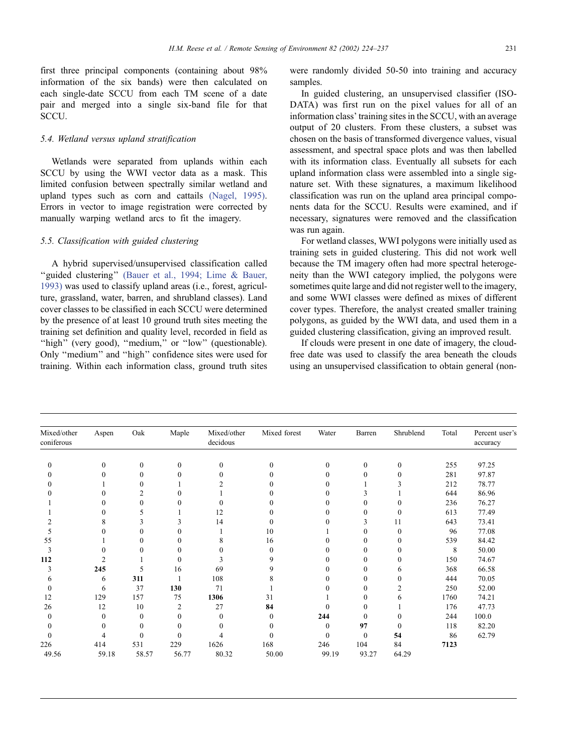first three principal components (containing about 98% information of the six bands) were then calculated on each single-date SCCU from each TM scene of a date pair and merged into a single six-band file for that SCCU.

### 5.4. Wetland versus upland stratification

Wetlands were separated from uplands within each SCCU by using the WWI vector data as a mask. This limited confusion between spectrally similar wetland and upland types such as corn and cattails (Nagel, 1995). Errors in vector to image registration were corrected by manually warping wetland arcs to fit the imagery.

### 5.5. Classification with guided clustering

A hybrid supervised/unsupervised classification called "guided clustering" (Bauer et al., 1994; Lime & Bauer, 1993) was used to classify upland areas (i.e., forest, agriculture, grassland, water, barren, and shrubland classes). Land cover classes to be classified in each SCCU were determined by the presence of at least 10 ground truth sites meeting the training set definition and quality level, recorded in field as "high" (very good), "medium," or "low" (questionable). Only "medium" and "high" confidence sites were used for training. Within each information class, ground truth sites were randomly divided 50-50 into training and accuracy samples.

In guided clustering, an unsupervised classifier (ISODATA) was first run on the pixel values for all of an information class' training sites in the SCCU, with an average output of 20 clusters. From these clusters, a subset was chosen on the basis of transformed divergence values, visual assessment, and spectral space plots and was then labelled with its information class. Eventually all subsets for each upland information class were assembled into a single signature set. With these signatures, a maximum likelihood classification was run on the upland area principal components data for the SCCU. Results were examined, and if necessary, signatures were removed and the classification was run again.

For wetland classes, WWI polygons were initially used as training sets in guided clustering. This did not work well because the TM imagery often had more spectral heterogeneity than the WWI category implied, the polygons were sometimes quite large and did not register well to the imagery, and some WWI classes were defined as mixes of different cover types. Therefore, the analyst created smaller training polygons, as guided by the WWI data, and used them in a guided clustering classification, giving an improved result.

If clouds were present in one date of imagery, the cloud-free date was used to classify the area beneath the clouds using an unsupervised classification to obtain general (non-

| Mixed/other coniferous | Aspen | Oak | Maple | Mixed/other decidous | Mixed forest | Water | Barren | Shrublend | Total | Percent user's accuracy |
|---|---|---|---|---|---|---|---|---|---|---|
| 0 | 0 | 0 | 0 | 0 | 0 | 0 | 0 | 0 | 255 | 97.25 |
| 0 | 0 | 0 | 0 | 0 | 0 | 0 | 0 | 0 | 281 | 97.87 |
| 0 | 1 | 0 | 1 | 2 | 0 | 0 | 1 | 3 | 212 | 78.77 |
| 0 | 0 | 2 | 0 | 1 | 0 | 0 | 3 | 1 | 644 | 86.96 |
| 1 | 0 | 0 | 0 | 0 | 0 | 0 | 0 | 0 | 236 | 76.27 |
| 1 | 0 | 5 | 1 | 12 | 0 | 0 | 0 | 0 | 613 | 77.49 |
| 2 | 8 | 3 | 3 | 14 | 0 | 0 | 3 | 11 | 643 | 73.41 |
| 5 | 0 | 0 | 0 | 1 | 10 | 1 | 0 | 0 | 96 | 77.08 |
| 55 | 1 | 0 | 0 | 8 | 16 | 0 | 0 | 0 | 539 | 84.42 |
| 3 | 0 | 0 | 0 | 0 | 0 | 0 | 0 | 0 | 8 | 50.00 |
| **112** | 2 | 1 | 0 | 3 | 9 | 0 | 0 | 0 | 150 | 74.67 |
| 3 | **245** | 5 | 16 | 69 | 9 | 0 | 0 | 6 | 368 | 66.58 |
| 6 | 6 | **311** | 1 | 108 | 8 | 0 | 0 | 0 | 444 | 70.05 |
| 0 | 6 | 37 | **130** | 71 | 1 | 0 | 0 | 2 | 250 | 52.00 |
| 12 | 129 | 157 | 75 | **1306** | 31 | 1 | 0 | 6 | 1760 | 74.21 |
| 26 | 12 | 10 | 2 | 27 | **84** | 0 | 0 | 1 | 176 | 47.73 |
| 0 | 0 | 0 | 0 | 0 | 0 | **244** | 0 | 0 | 244 | 100.0 |
| 0 | 0 | 0 | 0 | 0 | 0 | 0 | **97** | 0 | 118 | 82.20 |
| 0 | 4 | 0 | 0 | 4 | 0 | 0 | 0 | **54** | 86 | 62.79 |
| 226 | 414 | 531 | 229 | 1626 | 168 | 246 | 104 | 84 | **7123** | |
| 49.56 | 59.18 | 58.57 | 56.77 | 80.32 | 50.00 | 99.19 | 93.27 | 64.29 | | |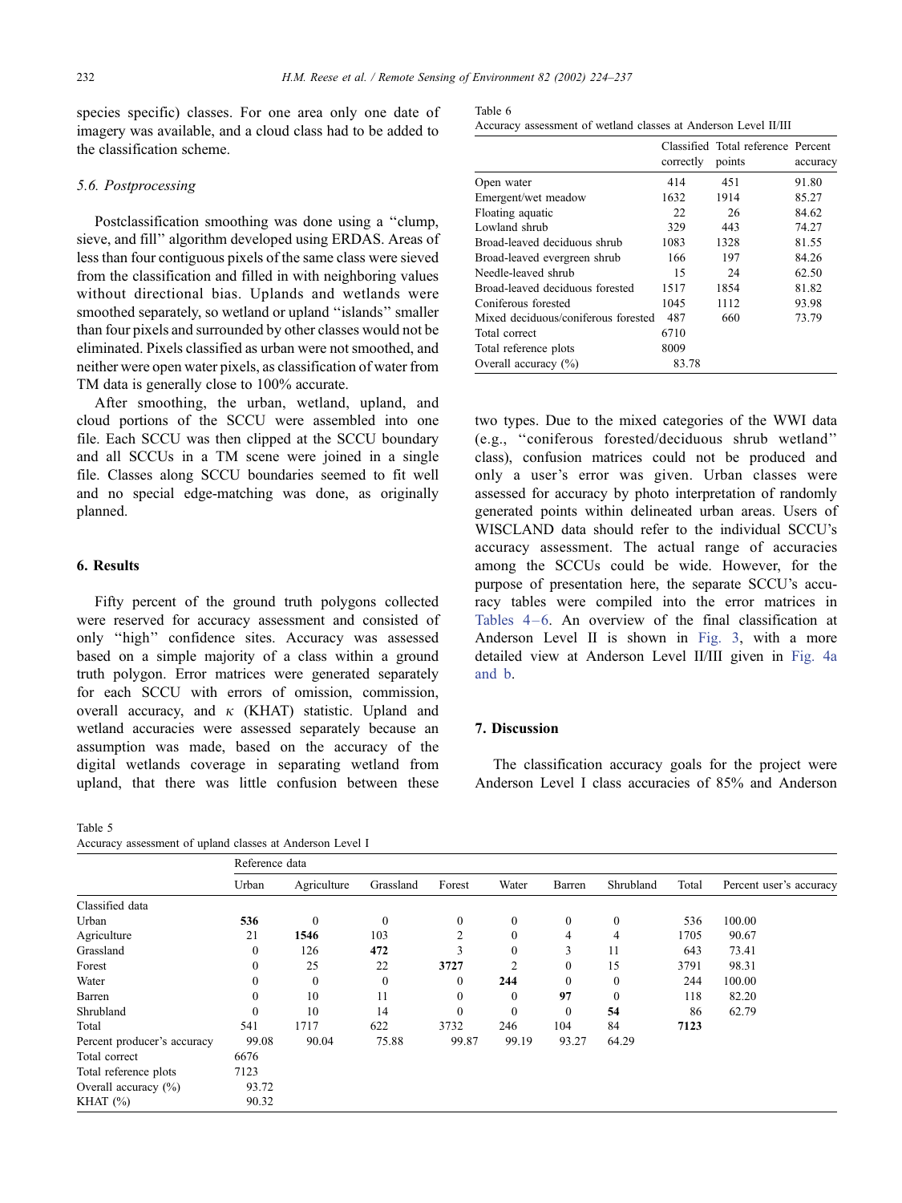species specific) classes. For one area only one date of imagery was available, and a cloud class had to be added to the classification scheme.

### 5.6. Postprocessing

Postclassification smoothing was done using a ''clump, sieve, and fill'' algorithm developed using ERDAS. Areas of less than four contiguous pixels of the same class were sieved from the classification and filled in with neighboring values without directional bias. Uplands and wetlands were smoothed separately, so wetland or upland ''islands'' smaller than four pixels and surrounded by other classes would not be eliminated. Pixels classified as urban were not smoothed, and neither were open water pixels, as classification of water from TM data is generally close to 100% accurate.

After smoothing, the urban, wetland, upland, and cloud portions of the SCCU were assembled into one file. Each SCCU was then clipped at the SCCU boundary and all SCCUs in a TM scene were joined in a single file. Classes along SCCU boundaries seemed to fit well and no special edge-matching was done, as originally planned.

## 6. Results

Fifty percent of the ground truth polygons collected were reserved for accuracy assessment and consisted of only ''high'' confidence sites. Accuracy was assessed based on a simple majority of a class within a ground truth polygon. Error matrices were generated separately for each SCCU with errors of omission, commission, overall accuracy, and $\kappa$ (KHAT) statistic. Upland and wetland accuracies were assessed separately because an assumption was made, based on the accuracy of the digital wetlands coverage in separating wetland from upland, that there was little confusion between these two types. Due to the mixed categories of the WWI data (e.g., ''coniferous forested/deciduous shrub wetland'' class), confusion matrices could not be produced and only a user's error was given. Urban classes were assessed for accuracy by photo interpretation of randomly generated points within delineated urban areas. Users of WISCLAND data should refer to the individual SCCU's accuracy assessment. The actual range of accuracies among the SCCUs could be wide. However, for the purpose of presentation here, the separate SCCU's accuracy tables were compiled into the error matrices in Tables 4–6. An overview of the final classification at Anderson Level II is shown in Fig. 3, with a more detailed view at Anderson Level II/III given in Fig. 4a and b.

Table 6
Accuracy assessment of wetland classes at Anderson Level II/III

| | Classified correctly | Total reference points | Percent accuracy |
|---|---|---|---|
| Open water | 414 | 451 | 91.80 |
| Emergent/wet meadow | 1632 | 1914 | 85.27 |
| Floating aquatic | 22 | 26 | 84.62 |
| Lowland shrub | 329 | 443 | 74.27 |
| Broad-leaved deciduous shrub | 1083 | 1328 | 81.55 |
| Broad-leaved evergreen shrub | 166 | 197 | 84.26 |
| Needle-leaved shrub | 15 | 24 | 62.50 |
| Broad-leaved deciduous forested | 1517 | 1854 | 81.82 |
| Coniferous forested | 1045 | 1112 | 93.98 |
| Mixed deciduous/coniferous forested | 487 | 660 | 73.79 |
| Total correct | 6710 | | |
| Total reference plots | 8009 | | |
| Overall accuracy (%) | 83.78 | | |

## 7. Discussion

The classification accuracy goals for the project were Anderson Level I class accuracies of 85% and Anderson

Table 5
Accuracy assessment of upland classes at Anderson Level I

| | Reference data | | | | | | | | |
|---|---|---|---|---|---|---|---|---|---|
| | Urban | Agriculture | Grassland | Forest | Water | Barren | Shrubland | Total | Percent user's accuracy |
| Classified data | | | | | | | | | |
| Urban | **536** | 0 | 0 | 0 | 0 | 0 | 0 | 536 | 100.00 |
| Agriculture | 21 | **1546** | 103 | 2 | 0 | 4 | 4 | 1705 | 90.67 |
| Grassland | 0 | 126 | **472** | 3 | 0 | 3 | 11 | 643 | 73.41 |
| Forest | 0 | 25 | 22 | **3727** | 2 | 0 | 15 | 3791 | 98.31 |
| Water | 0 | 0 | 0 | 0 | **244** | 0 | 0 | 244 | 100.00 |
| Barren | 0 | 10 | 11 | 0 | 0 | **97** | 0 | 118 | 82.20 |
| Shrubland | 0 | 10 | 14 | 0 | 0 | 0 | **54** | 86 | 62.79 |
| Total | 541 | 1717 | 622 | 3732 | 246 | 104 | 84 | **7123** | |
| Percent producer's accuracy | 99.08 | 90.04 | 75.88 | 99.87 | 99.19 | 93.27 | 64.29 | | |
| Total correct | 6676 | | | | | | | | |
| Total reference plots | 7123 | | | | | | | | |
| Overall accuracy (%) | 93.72 | | | | | | | | |
| KHAT (%) | 90.32 | | | | | | | | |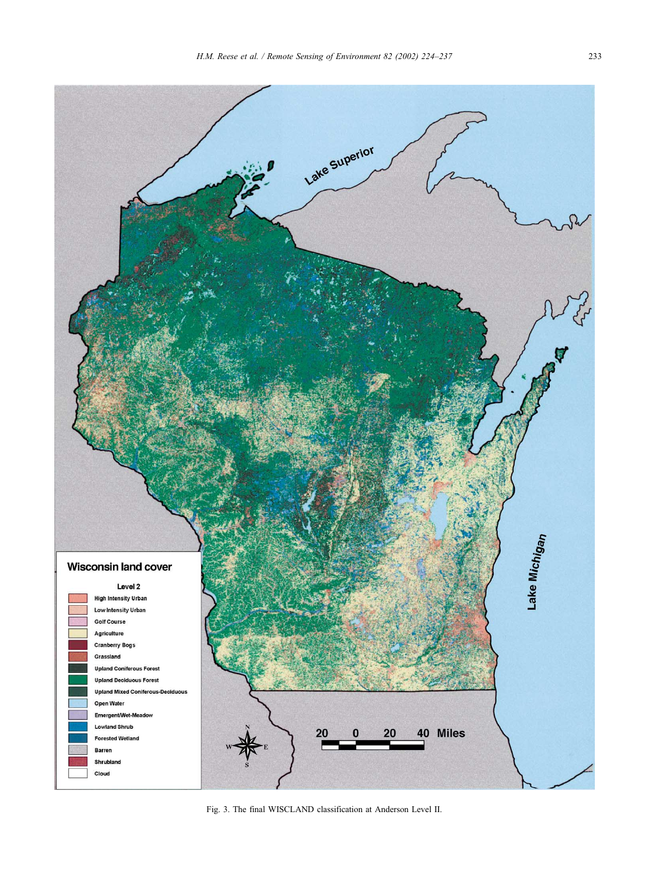Fig. 3. The final WISCLAND classification at Anderson Level II.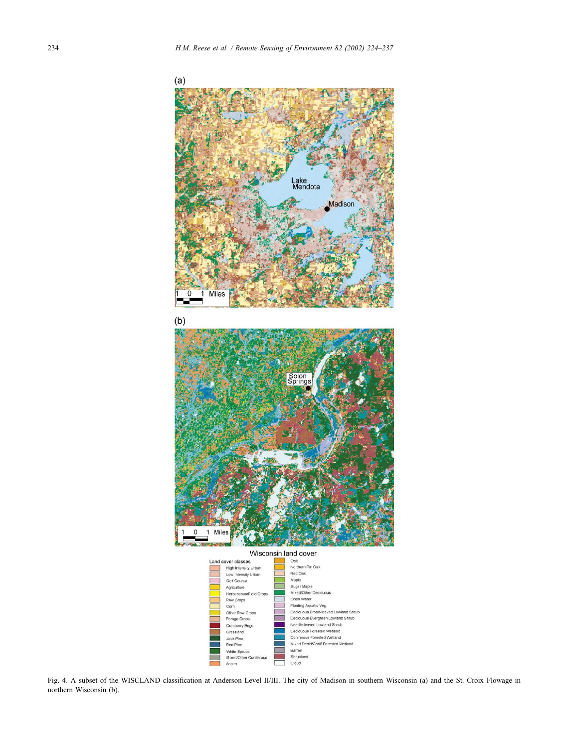Fig. 4. A subset of the WISCLAND classification at Anderson Level II/III. The city of Madison in southern Wisconsin (a) and the St. Croix Flowage in northern Wisconsin (b).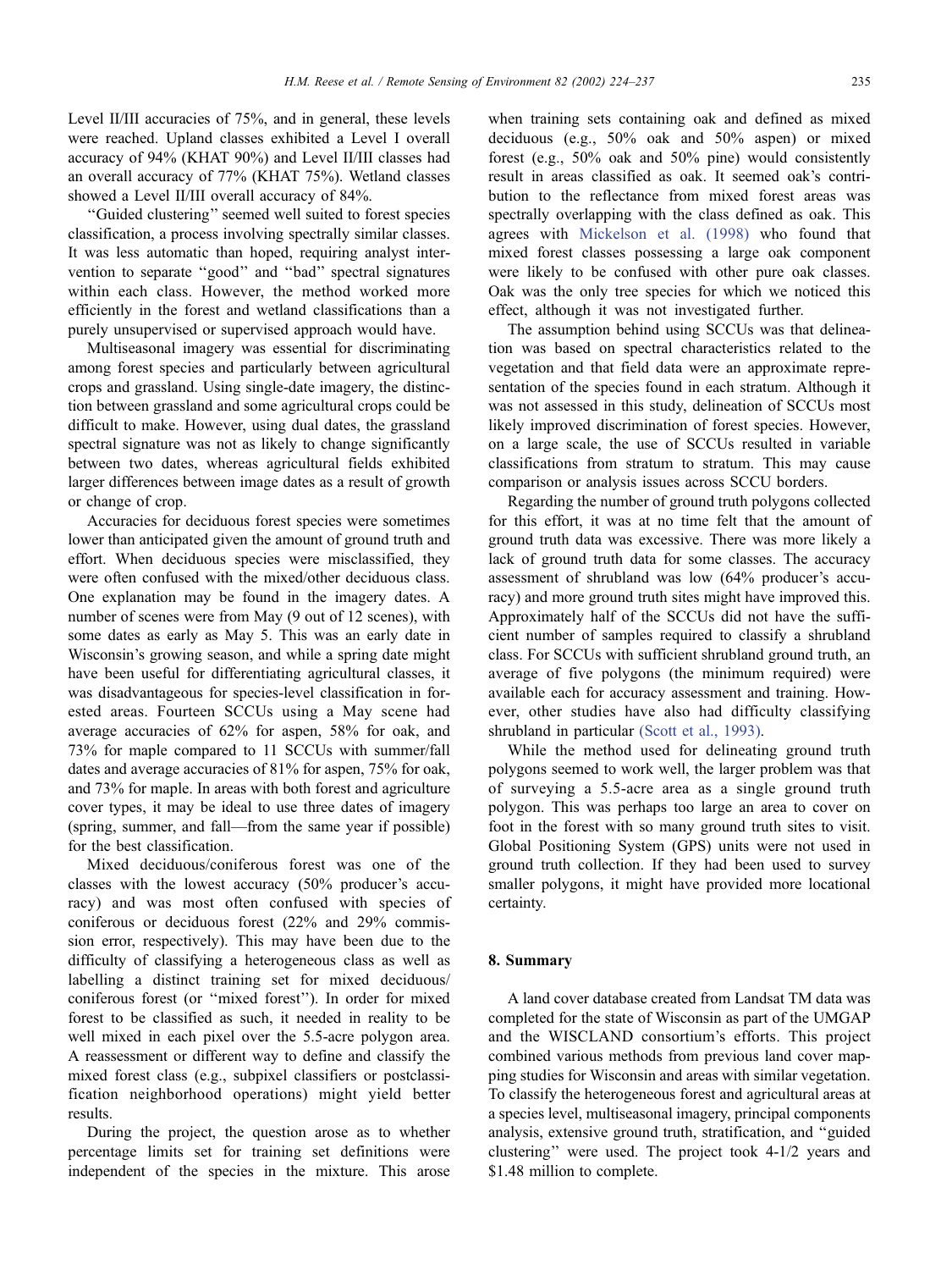Level II/III accuracies of 75%, and in general, these levels were reached. Upland classes exhibited a Level I overall accuracy of 94% (KHAT 90%) and Level II/III classes had an overall accuracy of 77% (KHAT 75%). Wetland classes showed a Level II/III overall accuracy of 84%.

"Guided clustering" seemed well suited to forest species classification, a process involving spectrally similar classes. It was less automatic than hoped, requiring analyst intervention to separate "good" and "bad" spectral signatures within each class. However, the method worked more efficiently in the forest and wetland classifications than a purely unsupervised or supervised approach would have.

Multiseasonal imagery was essential for discriminating among forest species and particularly between agricultural crops and grassland. Using single-date imagery, the distinction between grassland and some agricultural crops could be difficult to make. However, using dual dates, the grassland spectral signature was not as likely to change significantly between two dates, whereas agricultural fields exhibited larger differences between image dates as a result of growth or change of crop.

Accuracies for deciduous forest species were sometimes lower than anticipated given the amount of ground truth and effort. When deciduous species were misclassified, they were often confused with the mixed/other deciduous class. One explanation may be found in the imagery dates. A number of scenes were from May (9 out of 12 scenes), with some dates as early as May 5. This was an early date in Wisconsin's growing season, and while a spring date might have been useful for differentiating agricultural classes, it was disadvantageous for species-level classification in forested areas. Fourteen SCCUs using a May scene had average accuracies of 62% for aspen, 58% for oak, and 73% for maple compared to 11 SCCUs with summer/fall dates and average accuracies of 81% for aspen, 75% for oak, and 73% for maple. In areas with both forest and agriculture cover types, it may be ideal to use three dates of imagery (spring, summer, and fall—from the same year if possible) for the best classification.

Mixed deciduous/coniferous forest was one of the classes with the lowest accuracy (50% producer's accuracy) and was most often confused with species of coniferous or deciduous forest (22% and 29% commission error, respectively). This may have been due to the difficulty of classifying a heterogeneous class as well as labelling a distinct training set for mixed deciduous/coniferous forest (or "mixed forest"). In order for mixed forest to be classified as such, it needed in reality to be well mixed in each pixel over the 5.5-acre polygon area. A reassessment or different way to define and classify the mixed forest class (e.g., subpixel classifiers or postclassification neighborhood operations) might yield better results.

During the project, the question arose as to whether percentage limits set for training set definitions were independent of the species in the mixture. This arose when training sets containing oak and defined as mixed deciduous (e.g., 50% oak and 50% aspen) or mixed forest (e.g., 50% oak and 50% pine) would consistently result in areas classified as oak. It seemed oak's contribution to the reflectance from mixed forest areas was spectrally overlapping with the class defined as oak. This agrees with Mickelson et al. (1998) who found that mixed forest classes possessing a large oak component were likely to be confused with other pure oak classes. Oak was the only tree species for which we noticed this effect, although it was not investigated further.

The assumption behind using SCCUs was that delineation was based on spectral characteristics related to the vegetation and that field data were an approximate representation of the species found in each stratum. Although it was not assessed in this study, delineation of SCCUs most likely improved discrimination of forest species. However, on a large scale, the use of SCCUs resulted in variable classifications from stratum to stratum. This may cause comparison or analysis issues across SCCU borders.

Regarding the number of ground truth polygons collected for this effort, it was at no time felt that the amount of ground truth data was excessive. There was more likely a lack of ground truth data for some classes. The accuracy assessment of shrubland was low (64% producer's accuracy) and more ground truth sites might have improved this. Approximately half of the SCCUs did not have the sufficient number of samples required to classify a shrubland class. For SCCUs with sufficient shrubland ground truth, an average of five polygons (the minimum required) were available each for accuracy assessment and training. However, other studies have also had difficulty classifying shrubland in particular (Scott et al., 1993).

While the method used for delineating ground truth polygons seemed to work well, the larger problem was that of surveying a 5.5-acre area as a single ground truth polygon. This was perhaps too large an area to cover on foot in the forest with so many ground truth sites to visit. Global Positioning System (GPS) units were not used in ground truth collection. If they had been used to survey smaller polygons, it might have provided more locational certainty.

## 8. Summary

A land cover database created from Landsat TM data was completed for the state of Wisconsin as part of the UMGAP and the WISCLAND consortium's efforts. This project combined various methods from previous land cover mapping studies for Wisconsin and areas with similar vegetation. To classify the heterogeneous forest and agricultural areas at a species level, multiseasonal imagery, principal components analysis, extensive ground truth, stratification, and "guided clustering" were used. The project took 4-1/2 years and \$1.48 million to complete.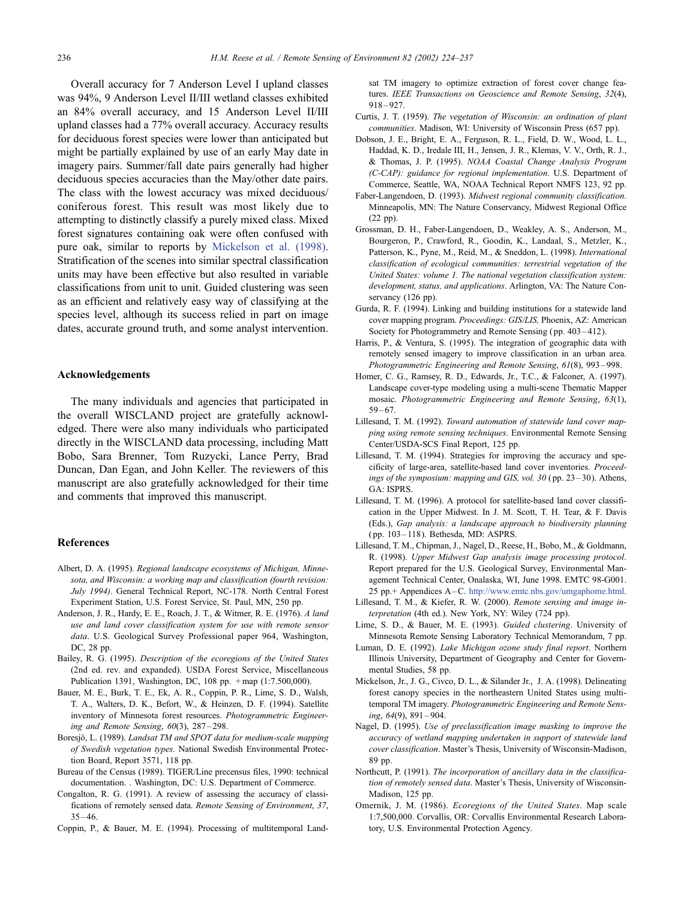Overall accuracy for 7 Anderson Level I upland classes was 94%, 9 Anderson Level II/III wetland classes exhibited an 84% overall accuracy, and 15 Anderson Level II/III upland classes had a 77% overall accuracy. Accuracy results for deciduous forest species were lower than anticipated but might be partially explained by use of an early May date in imagery pairs. Summer/fall date pairs generally had higher deciduous species accuracies than the May/other date pairs. The class with the lowest accuracy was mixed deciduous/coniferous forest. This result was most likely due to attempting to distinctly classify a purely mixed class. Mixed forest signatures containing oak were often confused with pure oak, similar to reports by Mickelson et al. (1998). Stratification of the scenes into similar spectral classification units may have been effective but also resulted in variable classifications from unit to unit. Guided clustering was seen as an efficient and relatively easy way of classifying at the species level, although its success relied in part on image dates, accurate ground truth, and some analyst intervention.

## Acknowledgements

The many individuals and agencies that participated in the overall WISCLAND project are gratefully acknowledged. There were also many individuals who participated directly in the WISCLAND data processing, including Matt Bobo, Sara Brenner, Tom Ruzycki, Lance Perry, Brad Duncan, Dan Egan, and John Keller. The reviewers of this manuscript are also gratefully acknowledged for their time and comments that improved this manuscript.

## References

Albert, D. A. (1995). *Regional landscape ecosystems of Michigan, Minnesota, and Wisconsin: a working map and classification (fourth revision: July 1994)*. General Technical Report, NC-178. North Central Forest Experiment Station, U.S. Forest Service, St. Paul, MN, 250 pp.

Anderson, J. R., Hardy, E. E., Roach, J. T., & Witmer, R. E. (1976). *A land use and land cover classification system for use with remote sensor data*. U.S. Geological Survey Professional paper 964, Washington, DC, 28 pp.

Bailey, R. G. (1995). *Description of the ecoregions of the United States* (2nd ed. rev. and expanded). USDA Forest Service, Miscellaneous Publication 1391, Washington, DC, 108 pp. + map (1:7,500,000).

Bauer, M. E., Burk, T. E., Ek, A. R., Coppin, P. R., Lime, S. D., Walsh, T. A., Walters, D. K., Befort, W., & Heinzen, D. F. (1994). Satellite inventory of Minnesota forest resources. *Photogrammetric Engineering and Remote Sensing*, *60*(3), 287–298.

Boresjö, L. (1989). *Landsat TM and SPOT data for medium-scale mapping of Swedish vegetation types*. National Swedish Environmental Protection Board, Report 3571, 118 pp.

Bureau of the Census (1989). TIGER/Line precensus files, 1990: technical documentation. . Washington, DC: U.S. Department of Commerce.

Congalton, R. G. (1991). A review of assessing the accuracy of classifications of remotely sensed data. *Remote Sensing of Environment*, *37*, 35–46.

Coppin, P., & Bauer, M. E. (1994). Processing of multitemporal Landsat TM imagery to optimize extraction of forest cover change features. *IEEE Transactions on Geoscience and Remote Sensing*, *32*(4), 918–927.

Curtis, J. T. (1959). *The vegetation of Wisconsin: an ordination of plant communities*. Madison, WI: University of Wisconsin Press (657 pp).

Dobson, J. E., Bright, E. A., Ferguson, R. L., Field, D. W., Wood, L. L., Haddad, K. D., Iredale III, H., Jensen, J. R., Klemas, V. V., Orth, R. J., & Thomas, J. P. (1995). *NOAA Coastal Change Analysis Program (C-CAP): guidance for regional implementation*. U.S. Department of Commerce, Seattle, WA, NOAA Technical Report NMFS 123, 92 pp.

Faber-Langendoen, D. (1993). *Midwest regional community classification*. Minneapolis, MN: The Nature Conservancy, Midwest Regional Office (22 pp).

Grossman, D. H., Faber-Langendoen, D., Weakley, A. S., Anderson, M., Bourgeron, P., Crawford, R., Goodin, K., Landaal, S., Metzler, K., Patterson, K., Pyne, M., Reid, M., & Sneddon, L. (1998). *International classification of ecological communities: terrestrial vegetation of the United States: volume 1. The national vegetation classification system: development, status, and applications*. Arlington, VA: The Nature Conservancy (126 pp).

Gurda, R. F. (1994). Linking and building institutions for a statewide land cover mapping program. *Proceedings: GIS/LIS,* Phoenix, AZ: American Society for Photogrammetry and Remote Sensing (pp. 403–412).

Harris, P., & Ventura, S. (1995). The integration of geographic data with remotely sensed imagery to improve classification in an urban area. *Photogrammetric Engineering and Remote Sensing*, *61*(8), 993–998.

Homer, C. G., Ramsey, R. D., Edwards, Jr., T.C., & Falconer, A. (1997). Landscape cover-type modeling using a multi-scene Thematic Mapper mosaic. *Photogrammetric Engineering and Remote Sensing*, *63*(1), 59–67.

Lillesand, T. M. (1992). *Toward automation of statewide land cover mapping using remote sensing techniques*. Environmental Remote Sensing Center/USDA-SCS Final Report, 125 pp.

Lillesand, T. M. (1994). Strategies for improving the accuracy and specificity of large-area, satellite-based land cover inventories. *Proceedings of the symposium: mapping and GIS, vol. 30* (pp. 23–30). Athens, GA: ISPRS.

Lillesand, T. M. (1996). A protocol for satellite-based land cover classification in the Upper Midwest. In J. M. Scott, T. H. Tear, & F. Davis (Eds.), *Gap analysis: a landscape approach to biodiversity planning* (pp. 103–118). Bethesda, MD: ASPRS.

Lillesand, T. M., Chipman, J., Nagel, D., Reese, H., Bobo, M., & Goldmann, R. (1998). *Upper Midwest Gap analysis image processing protocol*. Report prepared for the U.S. Geological Survey, Environmental Management Technical Center, Onalaska, WI, June 1998. EMTC 98-G001. 25 pp.+ Appendices A–C. http://www.emtc.nbs.gov/umgaphome.html.

Lillesand, T. M., & Kiefer, R. W. (2000). *Remote sensing and image interpretation* (4th ed.). New York, NY: Wiley (724 pp).

Lime, S. D., & Bauer, M. E. (1993). *Guided clustering*. University of Minnesota Remote Sensing Laboratory Technical Memorandum, 7 pp.

Luman, D. E. (1992). *Lake Michigan ozone study final report*. Northern Illinois University, Department of Geography and Center for Governmental Studies, 58 pp.

Mickelson, Jr., J. G., Civco, D. L., & Silander Jr., J. A. (1998). Delineating forest canopy species in the northeastern United States using multitemporal TM imagery. *Photogrammetric Engineering and Remote Sensing*, *64*(9), 891–904.

Nagel, D. (1995). *Use of preclassification image masking to improve the accuracy of wetland mapping undertaken in support of statewide land cover classification*. Master's Thesis, University of Wisconsin-Madison, 89 pp.

Northcutt, P. (1991). *The incorporation of ancillary data in the classification of remotely sensed data*. Master's Thesis, University of Wisconsin-Madison, 125 pp.

Omernik, J. M. (1986). *Ecoregions of the United States*. Map scale 1:7,500,000. Corvallis, OR: Corvallis Environmental Research Laboratory, U.S. Environmental Protection Agency.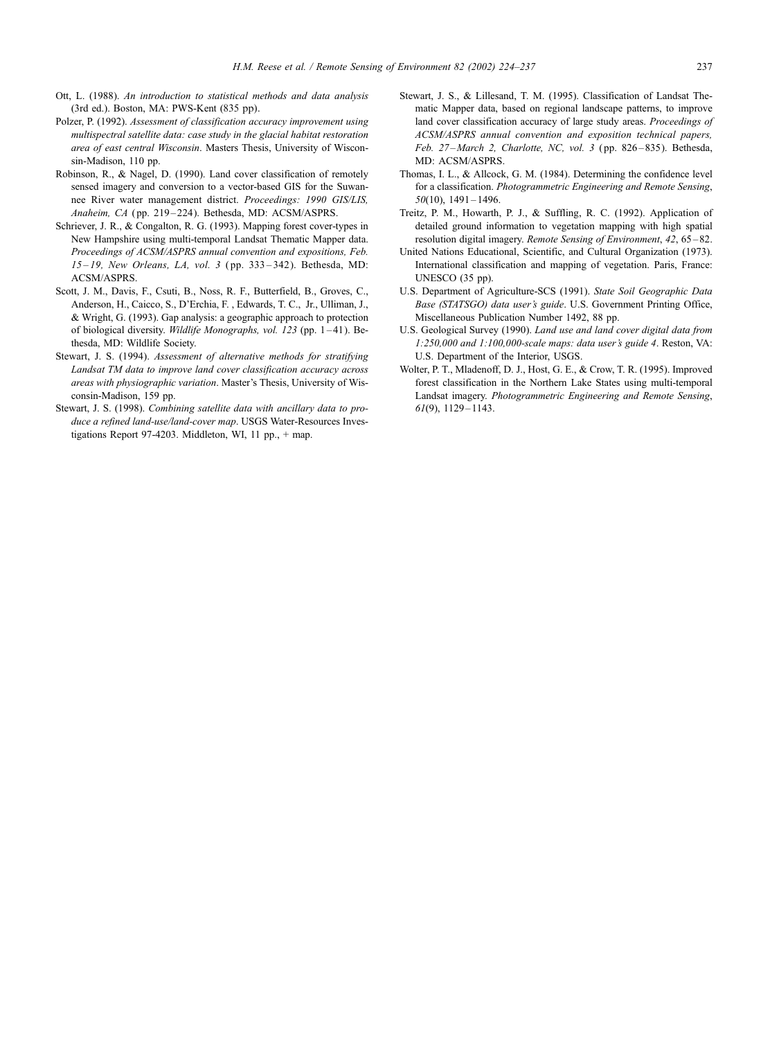Ott, L. (1988). *An introduction to statistical methods and data analysis* (3rd ed.). Boston, MA: PWS-Kent (835 pp).

Polzer, P. (1992). *Assessment of classification accuracy improvement using multispectral satellite data: case study in the glacial habitat restoration area of east central Wisconsin*. Masters Thesis, University of Wisconsin-Madison, 110 pp.

Robinson, R., & Nagel, D. (1990). Land cover classification of remotely sensed imagery and conversion to a vector-based GIS for the Suwannee River water management district. *Proceedings: 1990 GIS/LIS, Anaheim, CA* (pp. 219–224). Bethesda, MD: ACSM/ASPRS.

Schriever, J. R., & Congalton, R. G. (1993). Mapping forest cover-types in New Hampshire using multi-temporal Landsat Thematic Mapper data. *Proceedings of ACSM/ASPRS annual convention and expositions, Feb. 15–19, New Orleans, LA, vol. 3* (pp. 333–342). Bethesda, MD: ACSM/ASPRS.

Scott, J. M., Davis, F., Csuti, B., Noss, R. F., Butterfield, B., Groves, C., Anderson, H., Caicco, S., D'Erchia, F. , Edwards, T. C., Jr., Ulliman, J., & Wright, G. (1993). Gap analysis: a geographic approach to protection of biological diversity. *Wildlife Monographs, vol. 123* (pp. 1–41). Bethesda, MD: Wildlife Society.

Stewart, J. S. (1994). *Assessment of alternative methods for stratifying Landsat TM data to improve land cover classification accuracy across areas with physiographic variation*. Master's Thesis, University of Wisconsin-Madison, 159 pp.

Stewart, J. S. (1998). *Combining satellite data with ancillary data to produce a refined land-use/land-cover map*. USGS Water-Resources Investigations Report 97-4203. Middleton, WI, 11 pp., + map.

Stewart, J. S., & Lillesand, T. M. (1995). Classification of Landsat Thematic Mapper data, based on regional landscape patterns, to improve land cover classification accuracy of large study areas. *Proceedings of ACSM/ASPRS annual convention and exposition technical papers, Feb. 27–March 2, Charlotte, NC, vol. 3* (pp. 826–835). Bethesda, MD: ACSM/ASPRS.

Thomas, I. L., & Allcock, G. M. (1984). Determining the confidence level for a classification. *Photogrammetric Engineering and Remote Sensing*, *50*(10), 1491–1496.

Treitz, P. M., Howarth, P. J., & Suffling, R. C. (1992). Application of detailed ground information to vegetation mapping with high spatial resolution digital imagery. *Remote Sensing of Environment*, *42*, 65–82.

United Nations Educational, Scientific, and Cultural Organization (1973). International classification and mapping of vegetation. Paris, France: UNESCO (35 pp).

U.S. Department of Agriculture-SCS (1991). *State Soil Geographic Data Base (STATSGO) data user's guide*. U.S. Government Printing Office, Miscellaneous Publication Number 1492, 88 pp.

U.S. Geological Survey (1990). *Land use and land cover digital data from 1:250,000 and 1:100,000-scale maps: data user's guide 4*. Reston, VA: U.S. Department of the Interior, USGS.

Wolter, P. T., Mladenoff, D. J., Host, G. E., & Crow, T. R. (1995). Improved forest classification in the Northern Lake States using multi-temporal Landsat imagery. *Photogrammetric Engineering and Remote Sensing*, *61*(9), 1129–1143.